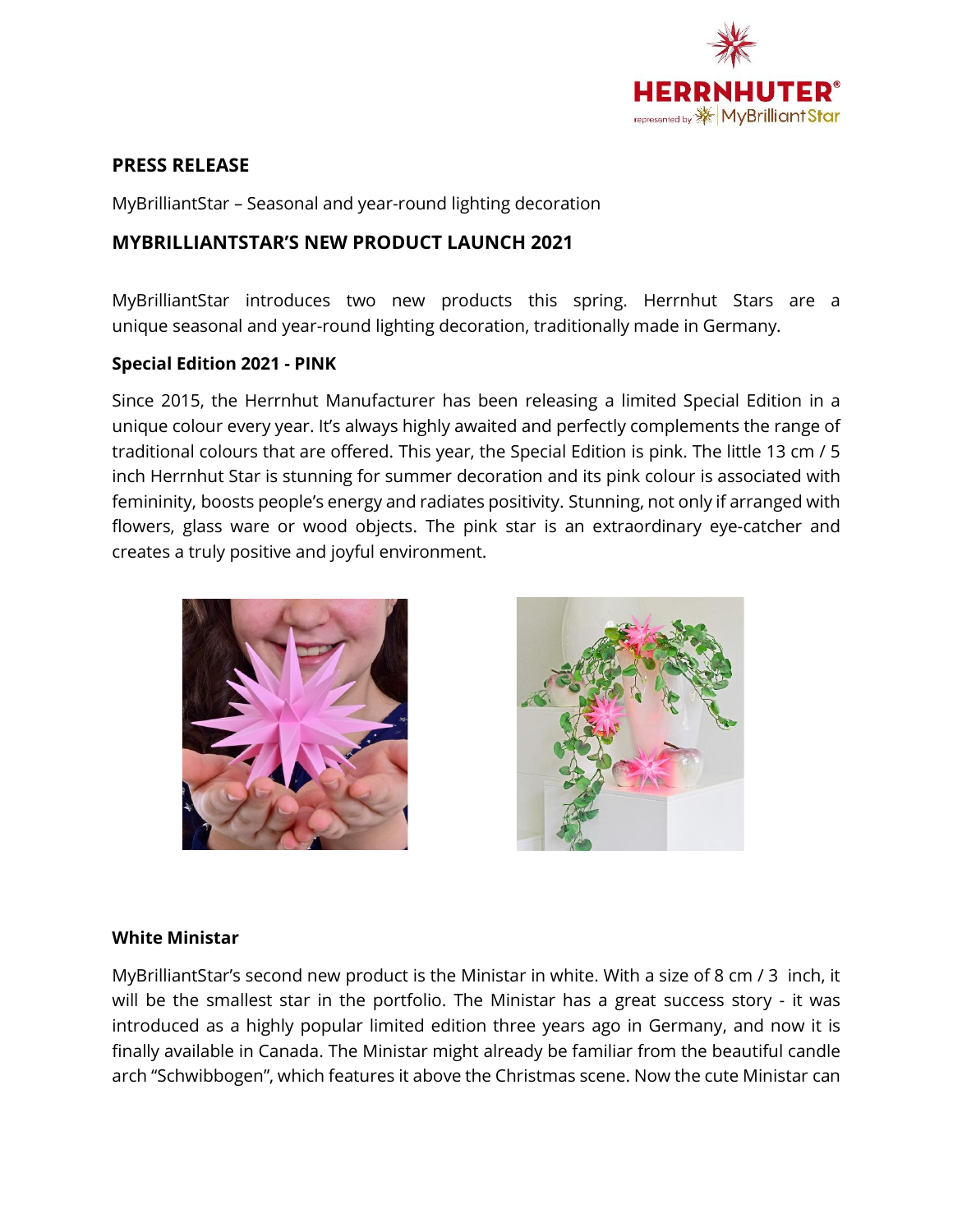## PRESS RELEASE

MyBrilliantStar – Seasonal and year-round lighting decoration

## MYBRILLIANTSTAR'S NEW PRODUCT LAUNCH 2021

MyBrilliantStar introduces two new products this spring. Herrnhut Stars are a unique seasonal and year-round lighting decoration, traditionally made in Germany.

### Special Edition 2021 - PINK

Since 2015, the Herrnhut Manufacturer has been releasing a limited Special Edition in a unique colour every year. It's always highly awaited and perfectly complements the range of traditional colours that are offered. This year, the Special Edition is pink. The little 13 cm / 5 inch Herrnhut Star is stunning for summer decoration and its pink colour is associated with femininity, boosts people's energy and radiates positivity. Stunning, not only if arranged with flowers, glass ware or wood objects. The pink star is an extraordinary eye-catcher and creates a truly positive and joyful environment.

### White Ministar

MyBrilliantStar's second new product is the Ministar in white. With a size of 8 cm / 3 inch, it will be the smallest star in the portfolio. The Ministar has a great success story - it was introduced as a highly popular limited edition three years ago in Germany, and now it is finally available in Canada. The Ministar might already be familiar from the beautiful candle arch "Schwibbogen", which features it above the Christmas scene. Now the cute Ministar can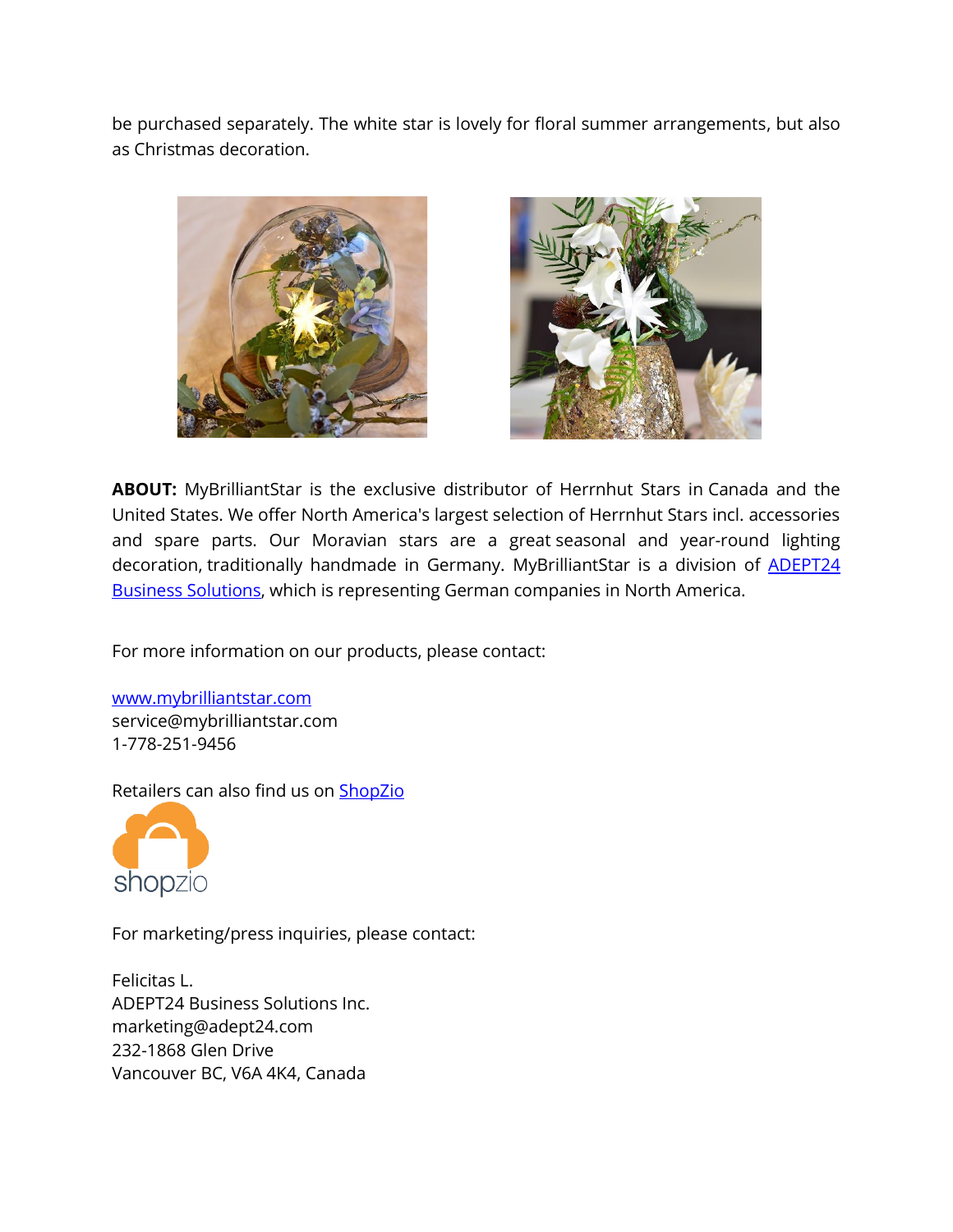be purchased separately. The white star is lovely for floral summer arrangements, but also as Christmas decoration.

**ABOUT:** MyBrilliantStar is the exclusive distributor of Herrnhut Stars in Canada and the United States. We offer North America's largest selection of Herrnhut Stars incl. accessories and spare parts. Our Moravian stars are a great seasonal and year-round lighting decoration, traditionally handmade in Germany. MyBrilliantStar is a division of ADEPT24 Business Solutions, which is representing German companies in North America.

For more information on our products, please contact:

www.mybrilliantstar.com
service@mybrilliantstar.com
1-778-251-9456

Retailers can also find us on ShopZio

For marketing/press inquiries, please contact:

Felicitas L.
ADEPT24 Business Solutions Inc.
marketing@adept24.com
232-1868 Glen Drive
Vancouver BC, V6A 4K4, Canada